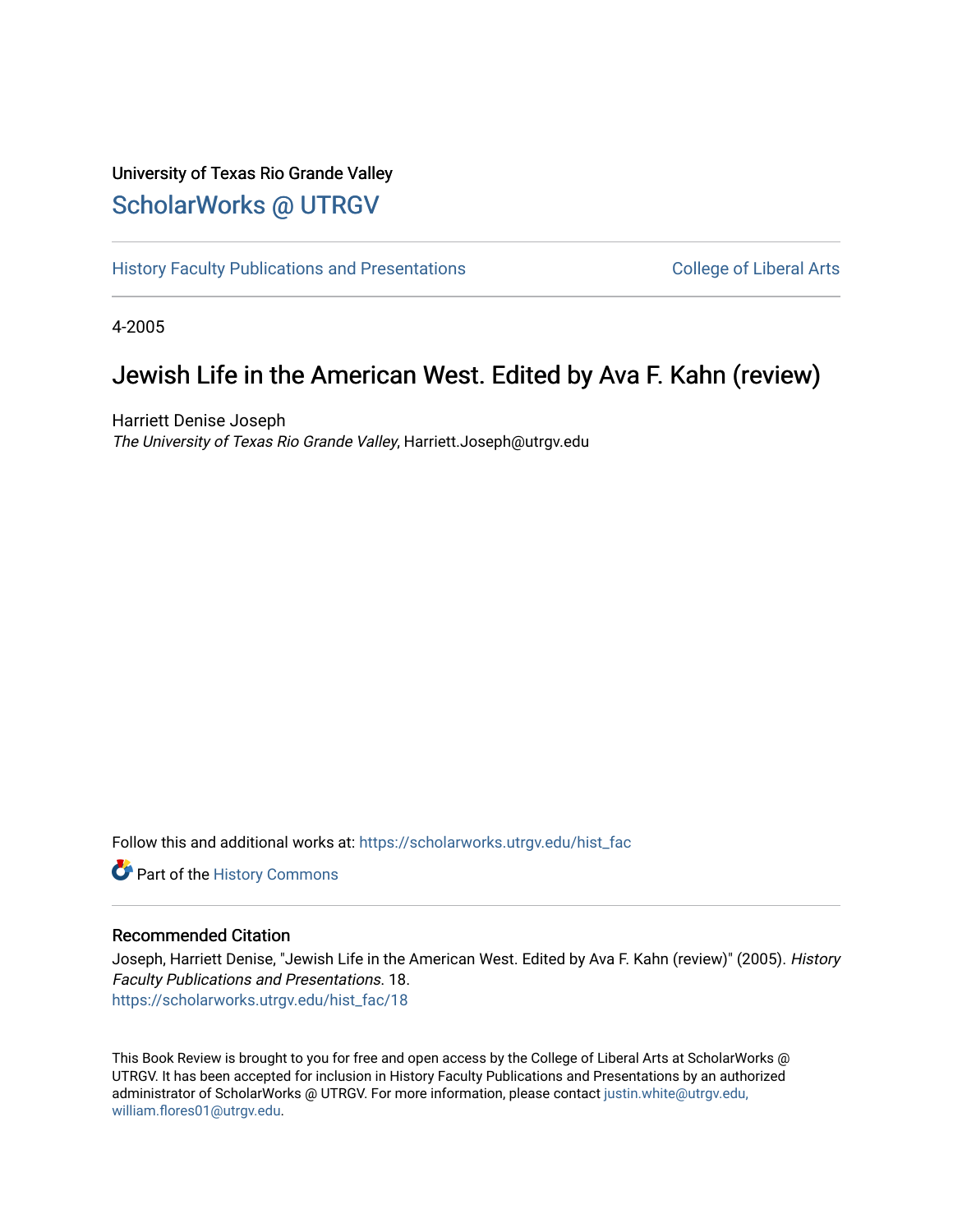University of Texas Rio Grande Valley

# ScholarWorks @ UTRGV

History Faculty Publications and Presentations

College of Liberal Arts

4-2005

## Jewish Life in the American West. Edited by Ava F. Kahn (review)

Harriett Denise Joseph
*The University of Texas Rio Grande Valley*, Harriett.Joseph@utrgv.edu

Follow this and additional works at: https://scholarworks.utrgv.edu/hist_fac

Part of the History Commons

### Recommended Citation

Joseph, Harriett Denise, "Jewish Life in the American West. Edited by Ava F. Kahn (review)" (2005). *History Faculty Publications and Presentations*. 18.
https://scholarworks.utrgv.edu/hist_fac/18

This Book Review is brought to you for free and open access by the College of Liberal Arts at ScholarWorks @ UTRGV. It has been accepted for inclusion in History Faculty Publications and Presentations by an authorized administrator of ScholarWorks @ UTRGV. For more information, please contact justin.white@utrgv.edu, william.flores01@utrgv.edu.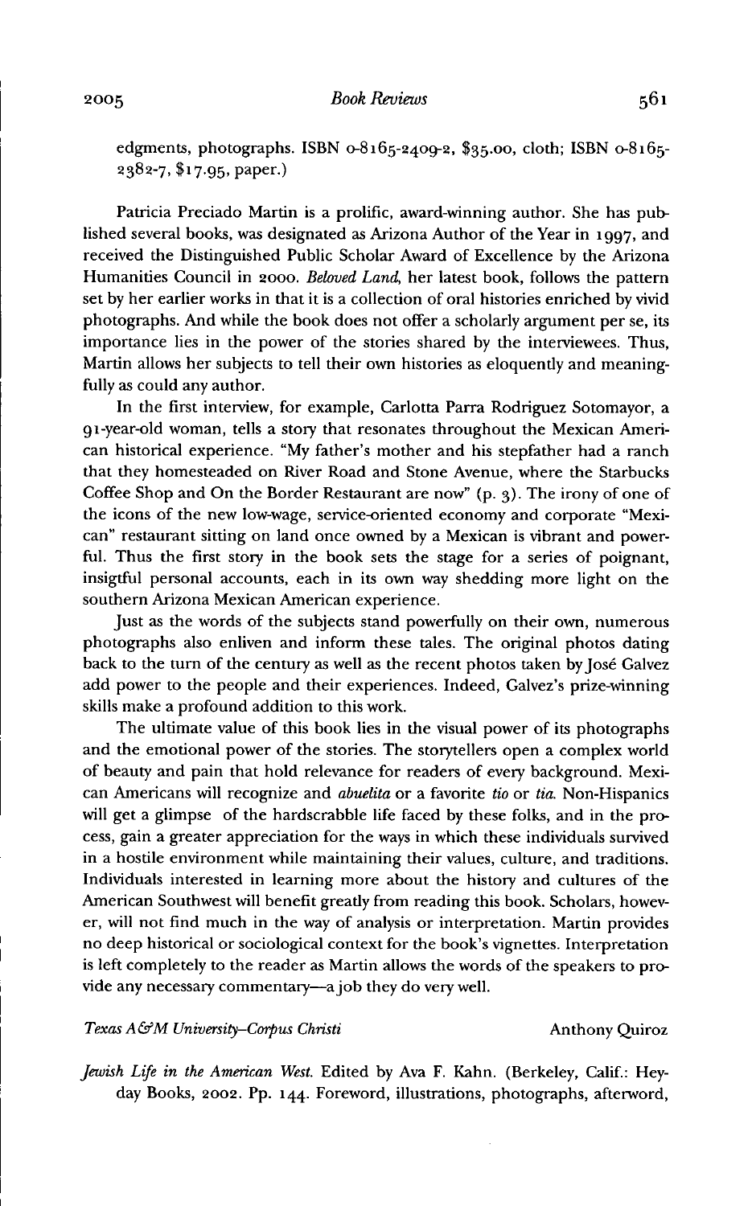edgments, photographs. ISBN 0-8165-2409-2, $35.00, cloth; ISBN 0-8165-2382-7, $17.95, paper.)

Patricia Preciado Martin is a prolific, award-winning author. She has published several books, was designated as Arizona Author of the Year in 1997, and received the Distinguished Public Scholar Award of Excellence by the Arizona Humanities Council in 2000. *Beloved Land*, her latest book, follows the pattern set by her earlier works in that it is a collection of oral histories enriched by vivid photographs. And while the book does not offer a scholarly argument per se, its importance lies in the power of the stories shared by the interviewees. Thus, Martin allows her subjects to tell their own histories as eloquently and meaningfully as could any author.

In the first interview, for example, Carlotta Parra Rodriguez Sotomayor, a 91-year-old woman, tells a story that resonates throughout the Mexican American historical experience. "My father's mother and his stepfather had a ranch that they homesteaded on River Road and Stone Avenue, where the Starbucks Coffee Shop and On the Border Restaurant are now" (p. 3). The irony of one of the icons of the new low-wage, service-oriented economy and corporate "Mexican" restaurant sitting on land once owned by a Mexican is vibrant and powerful. Thus the first story in the book sets the stage for a series of poignant, insigtful personal accounts, each in its own way shedding more light on the southern Arizona Mexican American experience.

Just as the words of the subjects stand powerfully on their own, numerous photographs also enliven and inform these tales. The original photos dating back to the turn of the century as well as the recent photos taken by José Galvez add power to the people and their experiences. Indeed, Galvez's prize-winning skills make a profound addition to this work.

The ultimate value of this book lies in the visual power of its photographs and the emotional power of the stories. The storytellers open a complex world of beauty and pain that hold relevance for readers of every background. Mexican Americans will recognize and *abuelita* or a favorite *tio* or *tia*. Non-Hispanics will get a glimpse of the hardscrabble life faced by these folks, and in the process, gain a greater appreciation for the ways in which these individuals survived in a hostile environment while maintaining their values, culture, and traditions. Individuals interested in learning more about the history and cultures of the American Southwest will benefit greatly from reading this book. Scholars, however, will not find much in the way of analysis or interpretation. Martin provides no deep historical or sociological context for the book's vignettes. Interpretation is left completely to the reader as Martin allows the words of the speakers to provide any necessary commentary—a job they do very well.

*Texas A&M University–Corpus Christi* Anthony Quiroz

*Jewish Life in the American West.* Edited by Ava F. Kahn. (Berkeley, Calif.: Heyday Books, 2002. Pp. 144. Foreword, illustrations, photographs, afterword,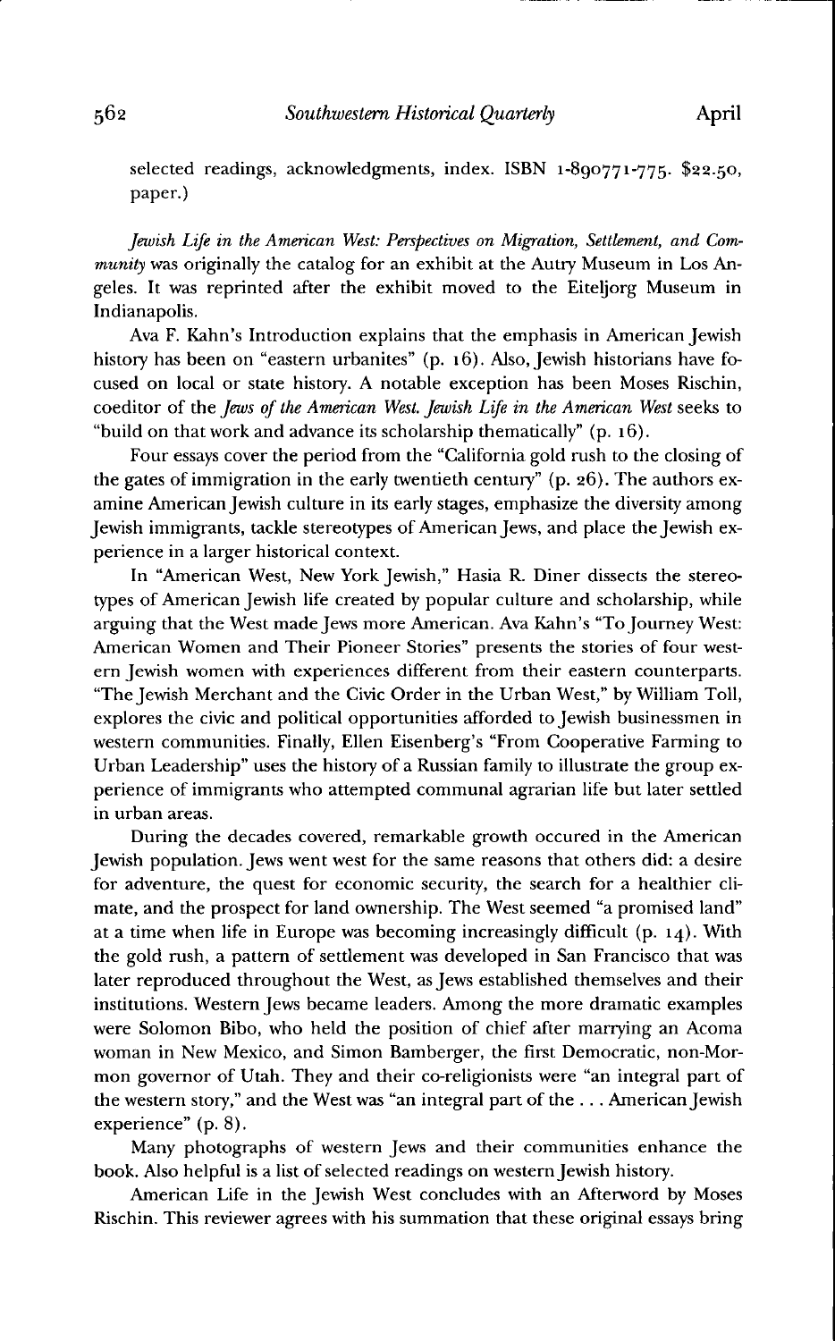selected readings, acknowledgments, index. ISBN 1-890771-775. $22.50, paper.)

*Jewish Life in the American West: Perspectives on Migration, Settlement, and Community* was originally the catalog for an exhibit at the Autry Museum in Los Angeles. It was reprinted after the exhibit moved to the Eiteljorg Museum in Indianapolis.

Ava F. Kahn's Introduction explains that the emphasis in American Jewish history has been on "eastern urbanites" (p. 16). Also, Jewish historians have focused on local or state history. A notable exception has been Moses Rischin, coeditor of the *Jews of the American West. Jewish Life in the American West* seeks to "build on that work and advance its scholarship thematically" (p. 16).

Four essays cover the period from the "California gold rush to the closing of the gates of immigration in the early twentieth century" (p. 26). The authors examine American Jewish culture in its early stages, emphasize the diversity among Jewish immigrants, tackle stereotypes of American Jews, and place the Jewish experience in a larger historical context.

In "American West, New York Jewish," Hasia R. Diner dissects the stereotypes of American Jewish life created by popular culture and scholarship, while arguing that the West made Jews more American. Ava Kahn's "To Journey West: American Women and Their Pioneer Stories" presents the stories of four western Jewish women with experiences different from their eastern counterparts. "The Jewish Merchant and the Civic Order in the Urban West," by William Toll, explores the civic and political opportunities afforded to Jewish businessmen in western communities. Finally, Ellen Eisenberg's "From Cooperative Farming to Urban Leadership" uses the history of a Russian family to illustrate the group experience of immigrants who attempted communal agrarian life but later settled in urban areas.

During the decades covered, remarkable growth occured in the American Jewish population. Jews went west for the same reasons that others did: a desire for adventure, the quest for economic security, the search for a healthier climate, and the prospect for land ownership. The West seemed "a promised land" at a time when life in Europe was becoming increasingly difficult (p. 14). With the gold rush, a pattern of settlement was developed in San Francisco that was later reproduced throughout the West, as Jews established themselves and their institutions. Western Jews became leaders. Among the more dramatic examples were Solomon Bibo, who held the position of chief after marrying an Acoma woman in New Mexico, and Simon Bamberger, the first Democratic, non-Mormon governor of Utah. They and their co-religionists were "an integral part of the western story," and the West was "an integral part of the . . . American Jewish experience" (p. 8).

Many photographs of western Jews and their communities enhance the book. Also helpful is a list of selected readings on western Jewish history.

American Life in the Jewish West concludes with an Afterword by Moses Rischin. This reviewer agrees with his summation that these original essays bring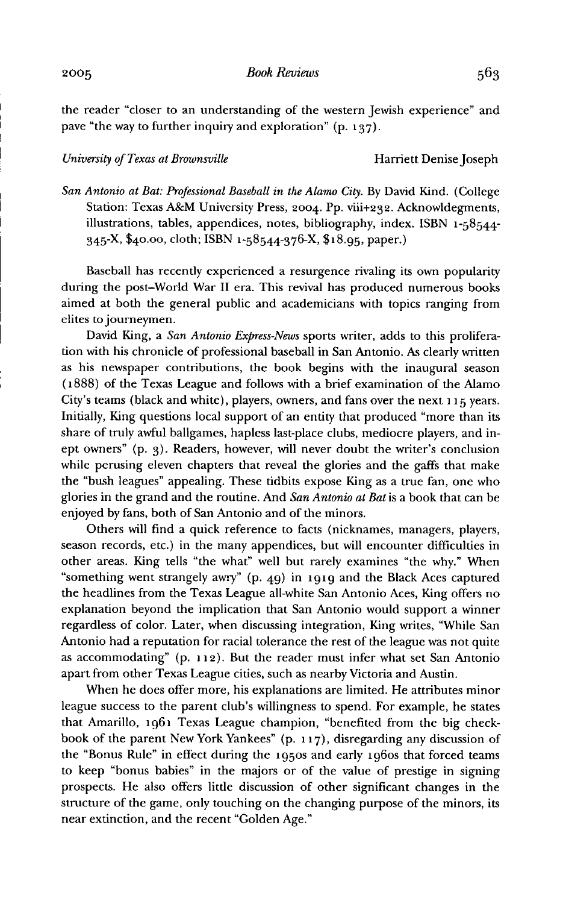the reader "closer to an understanding of the western Jewish experience" and pave "the way to further inquiry and exploration" (p. 137).

*University of Texas at Brownsville* — Harriett Denise Joseph

*San Antonio at Bat: Professional Baseball in the Alamo City.* By David Kind. (College Station: Texas A&M University Press, 2004. Pp. viii+232. Acknowledgments, illustrations, tables, appendices, notes, bibliography, index. ISBN 1-58544-345-X, $40.00, cloth; ISBN 1-58544-376-X, $18.95, paper.)

Baseball has recently experienced a resurgence rivaling its own popularity during the post–World War II era. This revival has produced numerous books aimed at both the general public and academicians with topics ranging from elites to journeymen.

David King, a *San Antonio Express-News* sports writer, adds to this proliferation with his chronicle of professional baseball in San Antonio. As clearly written as his newspaper contributions, the book begins with the inaugural season (1888) of the Texas League and follows with a brief examination of the Alamo City's teams (black and white), players, owners, and fans over the next 115 years. Initially, King questions local support of an entity that produced "more than its share of truly awful ballgames, hapless last-place clubs, mediocre players, and inept owners" (p. 3). Readers, however, will never doubt the writer's conclusion while perusing eleven chapters that reveal the glories and the gaffs that make the "bush leagues" appealing. These tidbits expose King as a true fan, one who glories in the grand and the routine. And *San Antonio at Bat* is a book that can be enjoyed by fans, both of San Antonio and of the minors.

Others will find a quick reference to facts (nicknames, managers, players, season records, etc.) in the many appendices, but will encounter difficulties in other areas. King tells "the what" well but rarely examines "the why." When "something went strangely awry" (p. 49) in 1919 and the Black Aces captured the headlines from the Texas League all-white San Antonio Aces, King offers no explanation beyond the implication that San Antonio would support a winner regardless of color. Later, when discussing integration, King writes, "While San Antonio had a reputation for racial tolerance the rest of the league was not quite as accommodating" (p. 112). But the reader must infer what set San Antonio apart from other Texas League cities, such as nearby Victoria and Austin.

When he does offer more, his explanations are limited. He attributes minor league success to the parent club's willingness to spend. For example, he states that Amarillo, 1961 Texas League champion, "benefited from the big checkbook of the parent New York Yankees" (p. 117), disregarding any discussion of the "Bonus Rule" in effect during the 1950s and early 1960s that forced teams to keep "bonus babies" in the majors or of the value of prestige in signing prospects. He also offers little discussion of other significant changes in the structure of the game, only touching on the changing purpose of the minors, its near extinction, and the recent "Golden Age."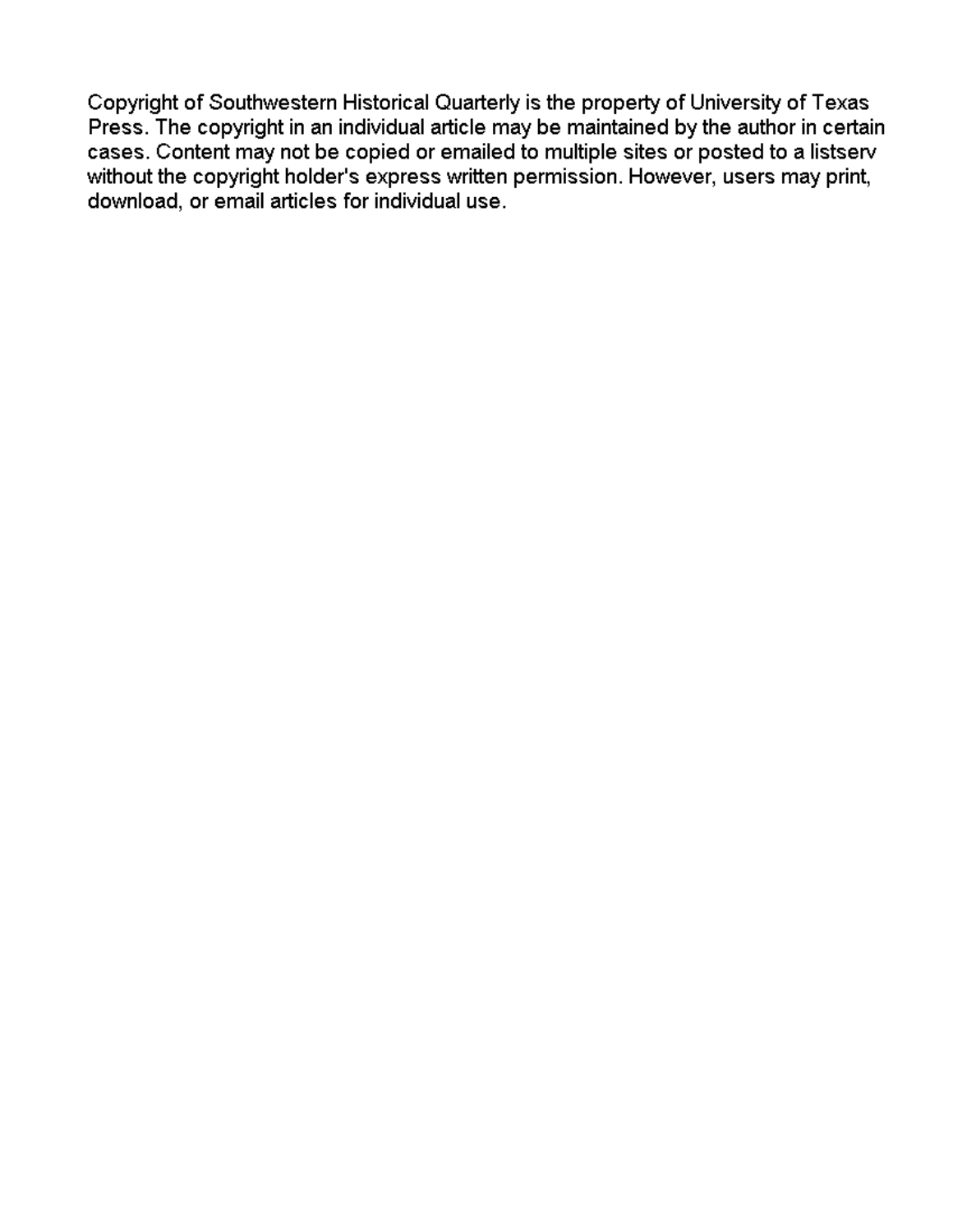Copyright of Southwestern Historical Quarterly is the property of University of Texas Press. The copyright in an individual article may be maintained by the author in certain cases. Content may not be copied or emailed to multiple sites or posted to a listserv without the copyright holder's express written permission. However, users may print, download, or email articles for individual use.